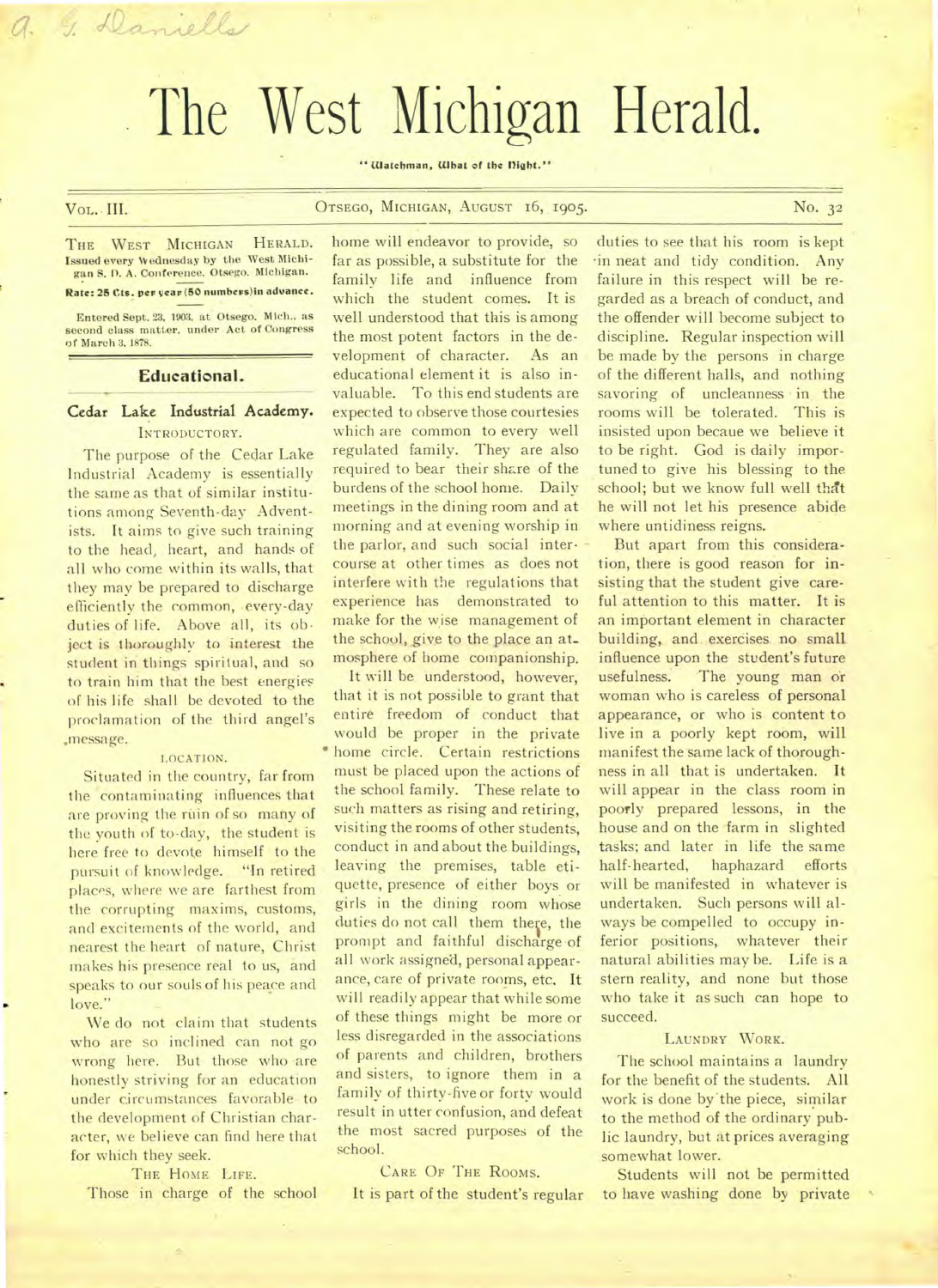A. G. Daniells

# The West Michigan Herald.

"Watchman, What of the Night."

VOL. III. OTSEGO, MICHIGAN, AUGUST 16, 1905. No. 32

THE WEST MICHIGAN HERALD. Issued every Wednesday by the West Michigan S. D. A. Conference. Otsego. Michigan.

**Rate: 25 Cts. per year (50 numbers) in advance.**

Entered Sept. 23, 1903, at Otsego, Mich., as second class matter, under Act of Congress of March 3, 1878.

## Educational.

### Cedar Lake Industrial Academy.

INTRODUCTORY.

The purpose of the Cedar Lake Industrial Academy is essentially the same as that of similar institutions among Seventh-day Adventists. It aims to give such training to the head, heart, and hands of all who come within its walls, that they may be prepared to discharge efficiently the common, every-day duties of life. Above all, its object is thoroughly to interest the student in things spiritual, and so to train him that the best energies of his life shall be devoted to the proclamation of the third angel's message.

LOCATION.

Situated in the country, far from the contaminating influences that are proving the ruin of so many of the youth of to-day, the student is here free to devote himself to the pursuit of knowledge. "In retired places, where we are farthest from the corrupting maxims, customs, and excitements of the world, and nearest the heart of nature, Christ makes his presence real to us, and speaks to our souls of his peace and love."

We do not claim that students who are so inclined can not go wrong here. But those who are honestly striving for an education under circumstances favorable to the development of Christian character, we believe can find here that for which they seek.

THE HOME LIFE.

Those in charge of the school home will endeavor to provide, so far as possible, a substitute for the family life and influence from which the student comes. It is well understood that this is among the most potent factors in the development of character. As an educational element it is also invaluable. To this end students are expected to observe those courtesies which are common to every well regulated family. They are also required to bear their share of the burdens of the school home. Daily meetings in the dining room and at morning and at evening worship in the parlor, and such social intercourse at other times as does not interfere with the regulations that experience has demonstrated to make for the wise management of the school, give to the place an atmosphere of home companionship.

It will be understood, however, that it is not possible to grant that entire freedom of conduct that would be proper in the private home circle. Certain restrictions must be placed upon the actions of the school family. These relate to such matters as rising and retiring, visiting the rooms of other students, conduct in and about the buildings, leaving the premises, table etiquette, presence of either boys or girls in the dining room whose duties do not call them there, the prompt and faithful discharge of all work assigned, personal appearance, care of private rooms, etc. It will readily appear that while some of these things might be more or less disregarded in the associations of parents and children, brothers and sisters, to ignore them in a family of thirty-five or forty would result in utter confusion, and defeat the most sacred purposes of the school.

CARE OF THE ROOMS.

It is part of the student's regular duties to see that his room is kept in neat and tidy condition. Any failure in this respect will be regarded as a breach of conduct, and the offender will become subject to discipline. Regular inspection will be made by the persons in charge of the different halls, and nothing savoring of uncleanness in the rooms will be tolerated. This is insisted upon becaue we believe it to be right. God is daily importuned to give his blessing to the school; but we know full well that he will not let his presence abide where untidiness reigns.

But apart from this consideration, there is good reason for insisting that the student give careful attention to this matter. It is an important element in character building, and exercises no small influence upon the student's future usefulness. The young man or woman who is careless of personal appearance, or who is content to live in a poorly kept room, will manifest the same lack of thoroughness in all that is undertaken. It will appear in the class room in poorly prepared lessons, in the house and on the farm in slighted tasks; and later in life the same half-hearted, haphazard efforts will be manifested in whatever is undertaken. Such persons will always be compelled to occupy inferior positions, whatever their natural abilities may be. Life is a stern reality, and none but those who take it as such can hope to succeed.

LAUNDRY WORK.

The school maintains a laundry for the benefit of the students. All work is done by the piece, similar to the method of the ordinary public laundry, but at prices averaging somewhat lower.

Students will not be permitted to have washing done by private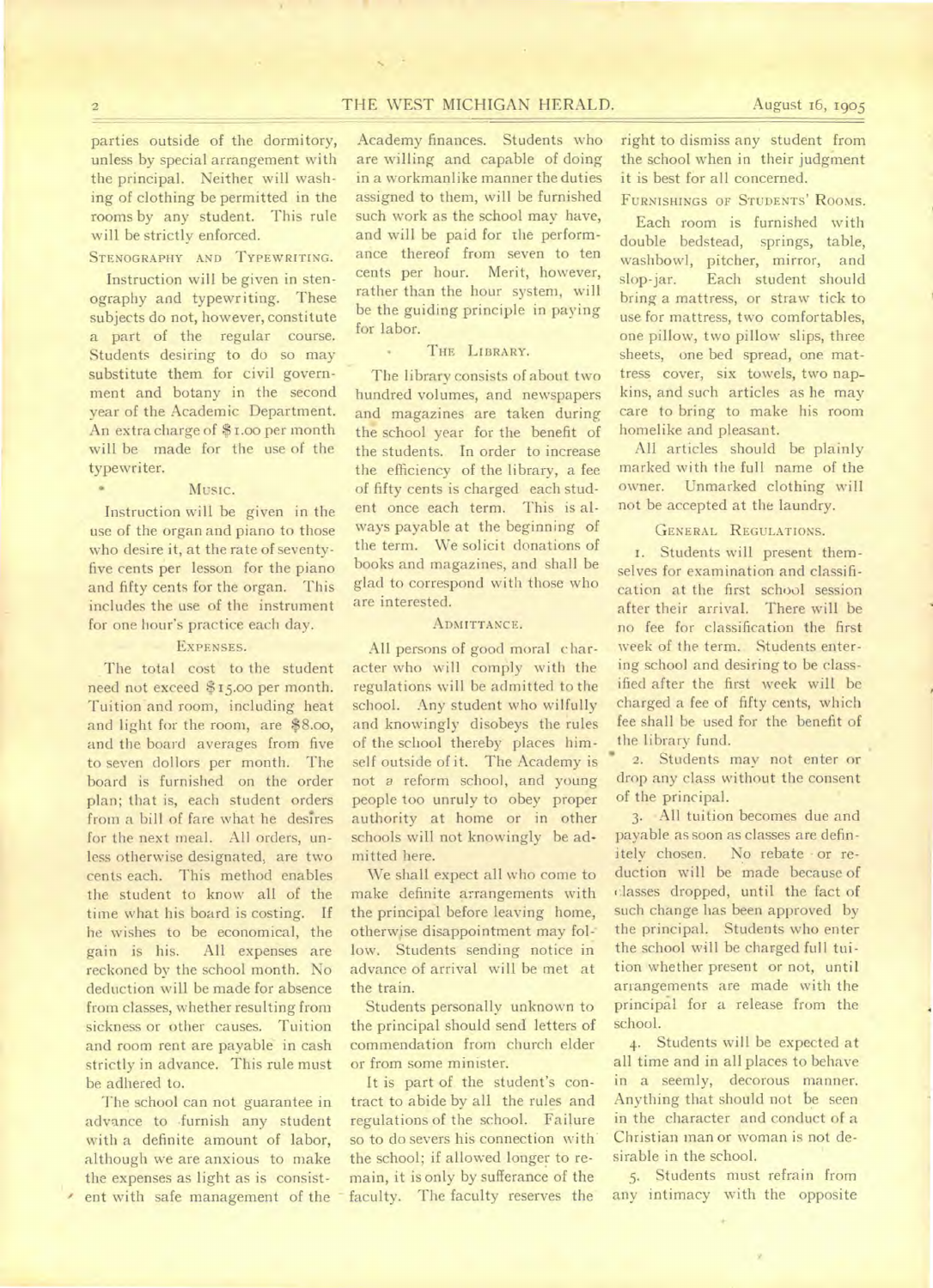parties outside of the dormitory, unless by special arrangement with the principal. Neither will washing of clothing be permitted in the rooms by any student. This rule will be strictly enforced.

### STENOGRAPHY AND TYPEWRITING.

Instruction will be given in stenography and typewriting. These subjects do not, however, constitute a part of the regular course. Students desiring to do so may substitute them for civil government and botany in the second year of the Academic Department. An extra charge of $1.00 per month will be made for the use of the typewriter.

### MUSIC.

Instruction will be given in the use of the organ and piano to those who desire it, at the rate of seventy-five cents per lesson for the piano and fifty cents for the organ. This includes the use of the instrument for one hour's practice each day.

### EXPENSES.

The total cost to the student need not exceed $15.00 per month. Tuition and room, including heat and light for the room, are $8.00, and the board averages from five to seven dollars per month. The board is furnished on the order plan; that is, each student orders from a bill of fare what he desires for the next meal. All orders, unless otherwise designated, are two cents each. This method enables the student to know all of the time what his board is costing. If he wishes to be economical, the gain is his. All expenses are reckoned by the school month. No deduction will be made for absence from classes, whether resulting from sickness or other causes. Tuition and room rent are payable in cash strictly in advance. This rule must be adhered to.

The school can not guarantee in advance to furnish any student with a definite amount of labor, although we are anxious to make the expenses as light as is consistent with safe management of the Academy finances. Students who are willing and capable of doing in a workmanlike manner the duties assigned to them, will be furnished such work as the school may have, and will be paid for the performance thereof from seven to ten cents per hour. Merit, however, rather than the hour system, will be the guiding principle in paying for labor.

### THE LIBRARY.

The library consists of about two hundred volumes, and newspapers and magazines are taken during the school year for the benefit of the students. In order to increase the efficiency of the library, a fee of fifty cents is charged each student once each term. This is always payable at the beginning of the term. We solicit donations of books and magazines, and shall be glad to correspond with those who are interested.

### ADMITTANCE.

All persons of good moral character who will comply with the regulations will be admitted to the school. Any student who wilfully and knowingly disobeys the rules of the school thereby places himself outside of it. The Academy is not a reform school, and young people too unruly to obey proper authority at home or in other schools will not knowingly be admitted here.

We shall expect all who come to make definite arrangements with the principal before leaving home, otherwise disappointment may follow. Students sending notice in advance of arrival will be met at the train.

Students personally unknown to the principal should send letters of commendation from church elder or from some minister.

It is part of the student's contract to abide by all the rules and regulations of the school. Failure so to do severs his connection with the school; if allowed longer to remain, it is only by sufferance of the faculty. The faculty reserves the right to dismiss any student from the school when in their judgment it is best for all concerned.

### FURNISHINGS OF STUDENTS' ROOMS.

Each room is furnished with double bedstead, springs, table, washbowl, pitcher, mirror, and slop-jar. Each student should bring a mattress, or straw tick to use for mattress, two comfortables, one pillow, two pillow slips, three sheets, one bed spread, one mattress cover, six towels, two napkins, and such articles as he may care to bring to make his room homelike and pleasant.

All articles should be plainly marked with the full name of the owner. Unmarked clothing will not be accepted at the laundry.

### GENERAL REGULATIONS.

1. Students will present themselves for examination and classification at the first school session after their arrival. There will be no fee for classification the first week of the term. Students entering school and desiring to be classified after the first week will be charged a fee of fifty cents, which fee shall be used for the benefit of the library fund.

2. Students may not enter or drop any class without the consent of the principal.

3. All tuition becomes due and payable as soon as classes are definitely chosen. No rebate or reduction will be made because of classes dropped, until the fact of such change has been approved by the principal. Students who enter the school will be charged full tuition whether present or not, until arrangements are made with the principal for a release from the school.

4. Students will be expected at all time and in all places to behave in a seemly, decorous manner. Anything that should not be seen in the character and conduct of a Christian man or woman is not desirable in the school.

5. Students must refrain from any intimacy with the opposite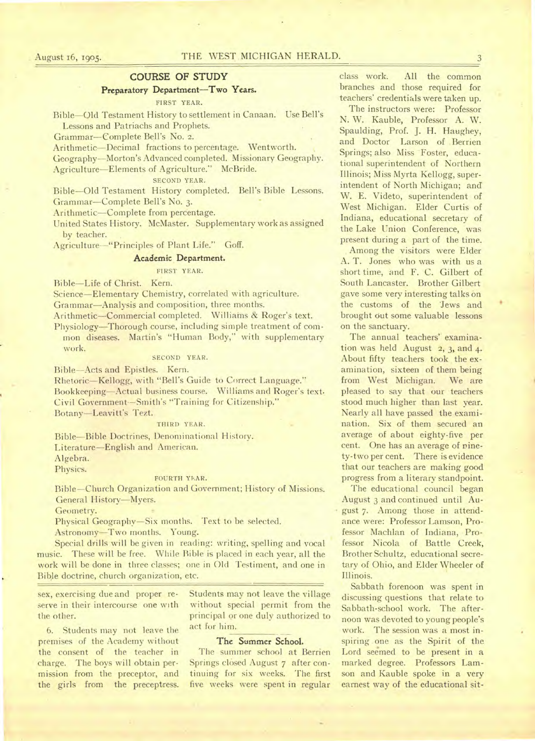## COURSE OF STUDY

### Preparatory Department—Two Years.

FIRST YEAR.

Bible—Old Testament History to settlement in Canaan. Use Bell's Lessons and Patriachs and Prophets.
Grammar—Complete Bell's No. 2.
Arithmetic—Decimal fractions to percentage. Wentworth.
Geography—Morton's Advanced completed. Missionary Geography.
Agriculture—Elements of Agriculture." McBride.

SECOND YEAR.

Bible—Old Testament History completed. Bell's Bible Lessons.
Grammar—Complete Bell's No. 3.
Arithmetic—Complete from percentage.
United States History. McMaster. Supplementary work as assigned by teacher.
Agriculture—"Principles of Plant Life." Goff.

### Academic Department.

FIRST YEAR.

Bible—Life of Christ. Kern.
Science—Elementary Chemistry, correlated with agriculture.
Grammar—Analysis and composition, three months.
Arithmetic—Commercial completed. Williams & Roger's text.
Physiology—Thorough course, including simple treatment of common diseases. Martin's "Human Body," with supplementary work.

SECOND YEAR.

Bible—Acts and Epistles. Kern.
Rhetoric—Kellogg, with "Bell's Guide to Correct Language."
Bookkeeping—Actual business course. Williams and Roger's text.
Civil Government—Smith's "Training for Citizenship."
Botany—Leavitt's Tezt.

THIRD YEAR.

Bible—Bible Doctrines, Denominational History.
Literature—English and American.
Algebra.
Physics.

FOURTH YEAR.

Bible—Church Organization and Government; History of Missions.
General History—Myers.
Geometry.
Physical Geography—Six months. Text to be selected.
Astronomy—Two months. Young.

Special drills will be given in reading: writing, spelling and vocal music. These will be free. While Bible is placed in each year, all the work will be done in three classes; one in Old Testament, and one in Bible doctrine, church organization, etc.

sex, exercising due and proper reserve in their intercourse one with the other.

6. Students may not leave the premises of the Academy without the consent of the teacher in charge. The boys will obtain permission from the preceptor, and the girls from the preceptress. Students may not leave the village without special permit from the principal or one duly authorized to act for him.

### The Summer School.

The summer school at Berrien Springs closed August 7 after continuing for six weeks. The first five weeks were spent in regular class work. All the common branches and those required for teachers' credentials were taken up.

The instructors were: Professor N. W. Kauble, Professor A. W. Spaulding, Prof. J. H. Haughey, and Doctor Larson of Berrien Springs; also Miss Foster, educational superintendent of Northern Illinois; Miss Myrta Kellogg, superintendent of North Michigan; and W. E. Videto, superintendent of West Michigan. Elder Curtis of Indiana, educational secretary of the Lake Union Conference, was present during a part of the time.

Among the visitors were Elder A. T. Jones who was with us a short time, and F. C. Gilbert of South Lancaster. Brother Gilbert gave some very interesting talks on the customs of the Jews and brought out some valuable lessons on the sanctuary.

The annual teachers' examination was held August 2, 3, and 4. About fifty teachers took the examination, sixteen of them being from West Michigan. We are pleased to say that our teachers stood much higher than last year. Nearly all have passed the examination. Six of them secured an average of about eighty-five per cent. One has an average of ninety-two per cent. There is evidence that our teachers are making good progress from a literary standpoint.

The educational council began August 3 and continued until August 7. Among those in attendance were: Professor Lamson, Professor Machlan of Indiana, Professor Nicola of Battle Creek, Brother Schultz, educational secretary of Ohio, and Elder Wheeler of Illinois.

Sabbath forenoon was spent in discussing questions that relate to Sabbath-school work. The afternoon was devoted to young people's work. The session was a most inspiring one as the Spirit of the Lord seemed to be present in a marked degree. Professors Lamson and Kauble spoke in a very earnest way of the educational sit-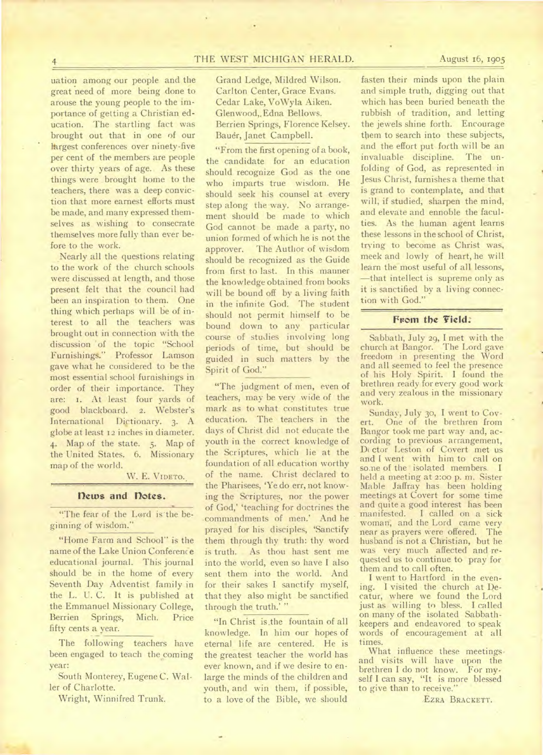uation among our people and the great need of more being done to arouse the young people to the importance of getting a Christian education. The startling fact was brought out that in one of our largest conferences over ninety-five per cent of the members are people over thirty years of age. As these things were brought home to the teachers, there was a deep conviction that more earnest efforts must be made, and many expressed themselves as wishing to consecrate themselves more fully than ever before to the work.

Nearly all the questions relating to the work of the church schools were discussed at length, and those present felt that the council had been an inspiration to them. One thing which perhaps will be of interest to all the teachers was brought out in connection with the discussion of the topic "School Furnishings." Professor Lamson gave what he considered to be the most essential school furnishings in order of their importance. They are: 1. At least four yards of good blackboard. 2. Webster's International Dictionary. 3. A globe at least 12 inches in diameter. 4. Map of the state. 5. Map of the United States. 6. Missionary map of the world.

W. E. VIDETO.

## News and Notes.

"The fear of the Lord is the beginning of wisdom."

"Home Farm and School" is the name of the Lake Union Conference educational journal. This journal should be in the home of every Seventh Day Adventist family in the L. U. C. It is published at the Emmanuel Missionary College, Berrien Springs, Mich. Price fifty cents a year.

The following teachers have been engaged to teach the coming year:

South Monterey, Eugene C. Waller of Charlotte.
Wright, Winnifred Trunk.
Grand Ledge, Mildred Wilson.
Carlton Center, Grace Evans.
Cedar Lake, VoWyla Aiken.
Glenwood, Edna Bellows.
Berrien Springs, Florence Kelsey.
Bauer, Janet Campbell.

"From the first opening of a book, the candidate for an education should recognize God as the one who imparts true wisdom. He should seek his counsel at every step along the way. No arrangement should be made to which God cannot be made a party, no union formed of which he is not the approver. The Author of wisdom should be recognized as the Guide from first to last. In this manner the knowledge obtained from books will be bound off by a living faith in the infinite God. The student should not permit himself to be bound down to any particular course of studies involving long periods of time, but should be guided in such matters by the Spirit of God."

"The judgment of men, even of teachers, may be very wide of the mark as to what constitutes true education. The teachers in the days of Christ did not educate the youth in the correct knowledge of the Scriptures, which lie at the foundation of all education worthy of the name. Christ declared to the Pharisees, 'Ye do err, not knowing the Scriptures, nor the power of God,' 'teaching for doctrines the commandments of men.' And he prayed for his disciples, 'Sanctify them through thy truth: thy word is truth. As thou hast sent me into the world, even so have I also sent them into the world. And for their sakes I sanctify myself, that they also might be sanctified through the truth.' "

"In Christ is the fountain of all knowledge. In him our hopes of eternal life are centered. He is the greatest teacher the world has ever known, and if we desire to enlarge the minds of the children and youth, and win them, if possible, to a love of the Bible, we should fasten their minds upon the plain and simple truth, digging out that which has been buried beneath the rubbish of tradition, and letting the jewels shine forth. Encourage them to search into these subjects, and the effort put forth will be an invaluable discipline. The unfolding of God, as represented in Jesus Christ, furnishes a theme that is grand to contemplate, and that will, if studied, sharpen the mind, and elevate and ennoble the faculties. As the human agent learns these lessons in the school of Christ, trying to become as Christ was, meek and lowly of heart, he will learn the most useful of all lessons, —that intellect is supreme only as it is sanctified by a living connection with God."

## From the Field.

Sabbath, July 29, I met with the church at Bangor. The Lord gave freedom in presenting the Word and all seemed to feel the presence of his Holy Spirit. I found the brethren ready for every good work and very zealous in the missionary work.

Sunday, July 30, I went to Covert. One of the brethren from Bangor took me part way and, according to previous arrangement, Doctor Leston of Covert met us and I went with him to call on some of the isolated members. I held a meeting at 2:00 p. m. Sister Mable Jaffray has been holding meetings at Covert for some time and quite a good interest has been manifested. I called on a sick woman, and the Lord came very near as prayers were offered. The husband is not a Christian, but he was very much affected and requested us to continue to pray for them and to call often.

I went to Hartford in the evening. I visited the church at Decatur, where we found the Lord just as willing to bless. I called on many of the isolated Sabbath-keepers and endeavored to speak words of encouragement at all times.

What influence these meetings and visits will have upon the brethren I do not know. For myself I can say, "It is more blessed to give than to receive."

EZRA BRACKETT.